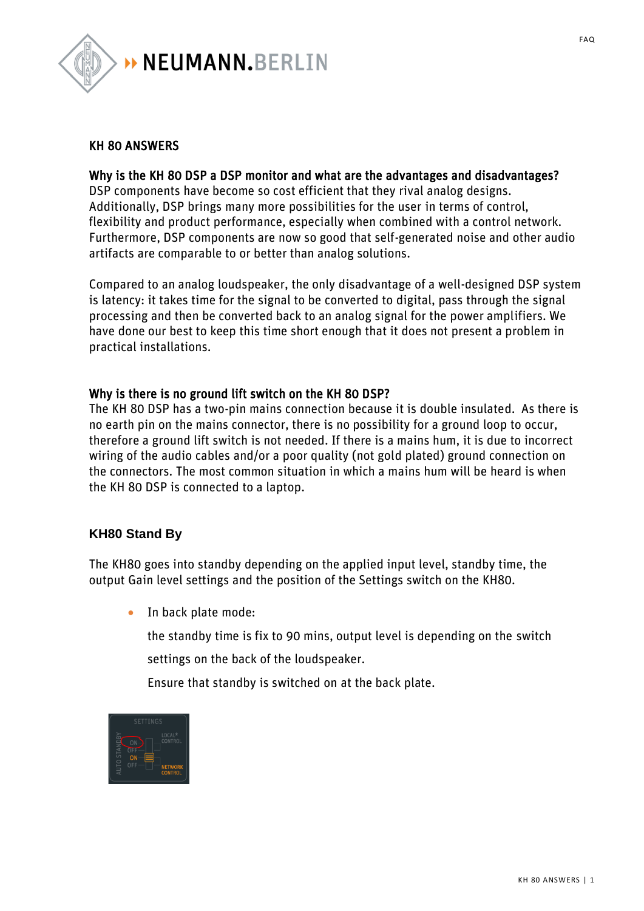FAQ

# KH 80 ANSWERS

## Why is the KH 80 DSP a DSP monitor and what are the advantages and disadvantages?

DSP components have become so cost efficient that they rival analog designs. Additionally, DSP brings many more possibilities for the user in terms of control, flexibility and product performance, especially when combined with a control network. Furthermore, DSP components are now so good that self-generated noise and other audio artifacts are comparable to or better than analog solutions.

Compared to an analog loudspeaker, the only disadvantage of a well-designed DSP system is latency: it takes time for the signal to be converted to digital, pass through the signal processing and then be converted back to an analog signal for the power amplifiers. We have done our best to keep this time short enough that it does not present a problem in practical installations.

## Why is there is no ground lift switch on the KH 80 DSP?

The KH 80 DSP has a two-pin mains connection because it is double insulated. As there is no earth pin on the mains connector, there is no possibility for a ground loop to occur, therefore a ground lift switch is not needed. If there is a mains hum, it is due to incorrect wiring of the audio cables and/or a poor quality (not gold plated) ground connection on the connectors. The most common situation in which a mains hum will be heard is when the KH 80 DSP is connected to a laptop.

## KH80 Stand By

The KH80 goes into standby depending on the applied input level, standby time, the output Gain level settings and the position of the Settings switch on the KH80.

- In back plate mode:

  the standby time is fix to 90 mins, output level is depending on the switch settings on the back of the loudspeaker.

  Ensure that standby is switched on at the back plate.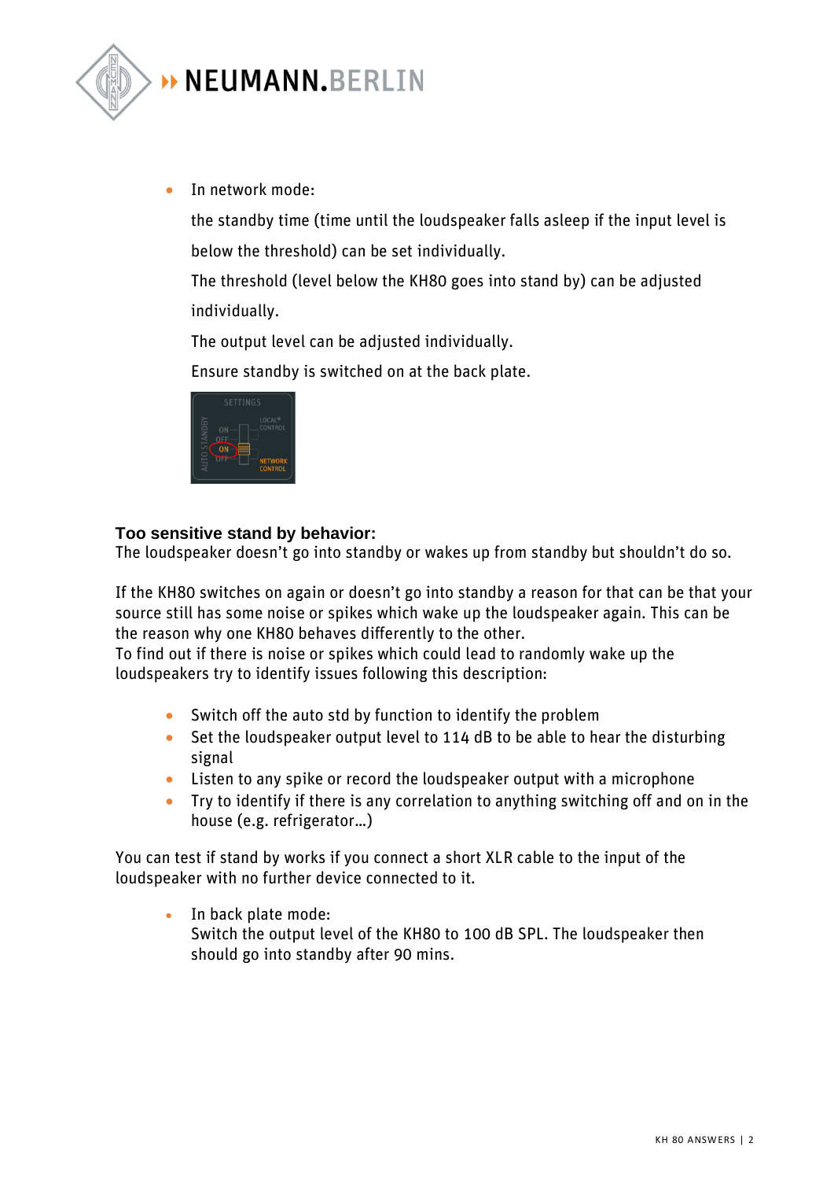- In network mode:

  the standby time (time until the loudspeaker falls asleep if the input level is below the threshold) can be set individually.

  The threshold (level below the KH80 goes into stand by) can be adjusted individually.

  The output level can be adjusted individually.

  Ensure standby is switched on at the back plate.

### Too sensitive stand by behavior:

The loudspeaker doesn't go into standby or wakes up from standby but shouldn't do so.

If the KH80 switches on again or doesn't go into standby a reason for that can be that your source still has some noise or spikes which wake up the loudspeaker again. This can be the reason why one KH80 behaves differently to the other.
To find out if there is noise or spikes which could lead to randomly wake up the loudspeakers try to identify issues following this description:

- Switch off the auto std by function to identify the problem
- Set the loudspeaker output level to 114 dB to be able to hear the disturbing signal
- Listen to any spike or record the loudspeaker output with a microphone
- Try to identify if there is any correlation to anything switching off and on in the house (e.g. refrigerator…)

You can test if stand by works if you connect a short XLR cable to the input of the loudspeaker with no further device connected to it.

- In back plate mode:
  Switch the output level of the KH80 to 100 dB SPL. The loudspeaker then should go into standby after 90 mins.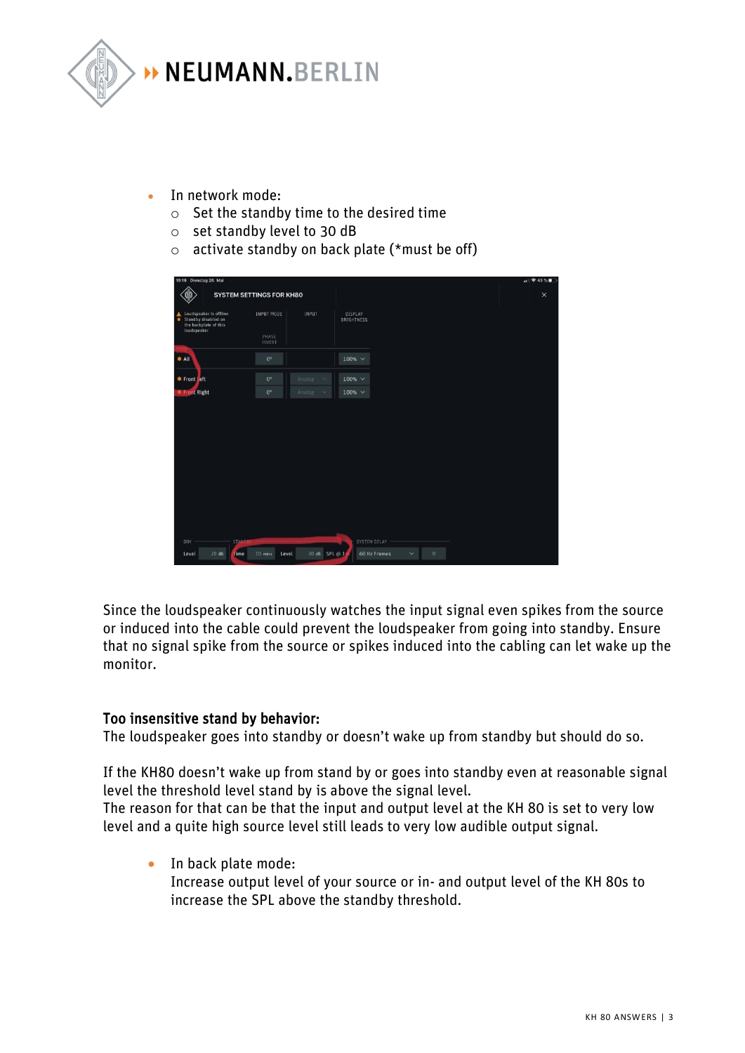- In network mode:
  - Set the standby time to the desired time
  - set standby level to 30 dB
  - activate standby on back plate (*must be off)

Since the loudspeaker continuously watches the input signal even spikes from the source or induced into the cable could prevent the loudspeaker from going into standby. Ensure that no signal spike from the source or spikes induced into the cabling can let wake up the monitor.

### Too insensitive stand by behavior:

The loudspeaker goes into standby or doesn't wake up from standby but should do so.

If the KH80 doesn't wake up from stand by or goes into standby even at reasonable signal level the threshold level stand by is above the signal level.
The reason for that can be that the input and output level at the KH 80 is set to very low level and a quite high source level still leads to very low audible output signal.

- In back plate mode:
  Increase output level of your source or in- and output level of the KH 80s to increase the SPL above the standby threshold.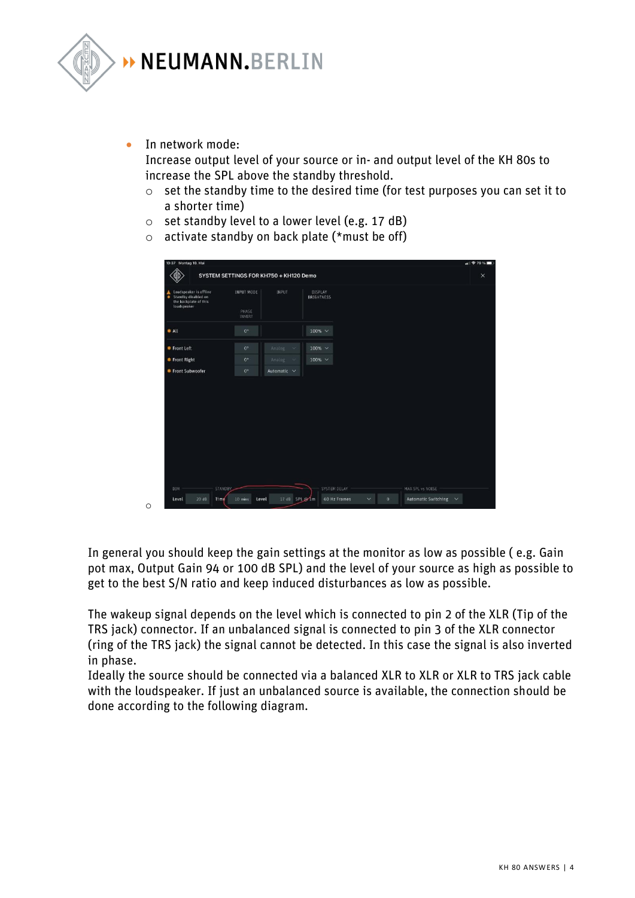- In network mode:
  Increase output level of your source or in- and output level of the KH 80s to increase the SPL above the standby threshold.
  - set the standby time to the desired time (for test purposes you can set it to a shorter time)
  - set standby level to a lower level (e.g. 17 dB)
  - activate standby on back plate (*must be off)
  -

In general you should keep the gain settings at the monitor as low as possible ( e.g. Gain pot max, Output Gain 94 or 100 dB SPL) and the level of your source as high as possible to get to the best S/N ratio and keep induced disturbances as low as possible.

The wakeup signal depends on the level which is connected to pin 2 of the XLR (Tip of the TRS jack) connector. If an unbalanced signal is connected to pin 3 of the XLR connector (ring of the TRS jack) the signal cannot be detected. In this case the signal is also inverted in phase.
Ideally the source should be connected via a balanced XLR to XLR or XLR to TRS jack cable with the loudspeaker. If just an unbalanced source is available, the connection should be done according to the following diagram.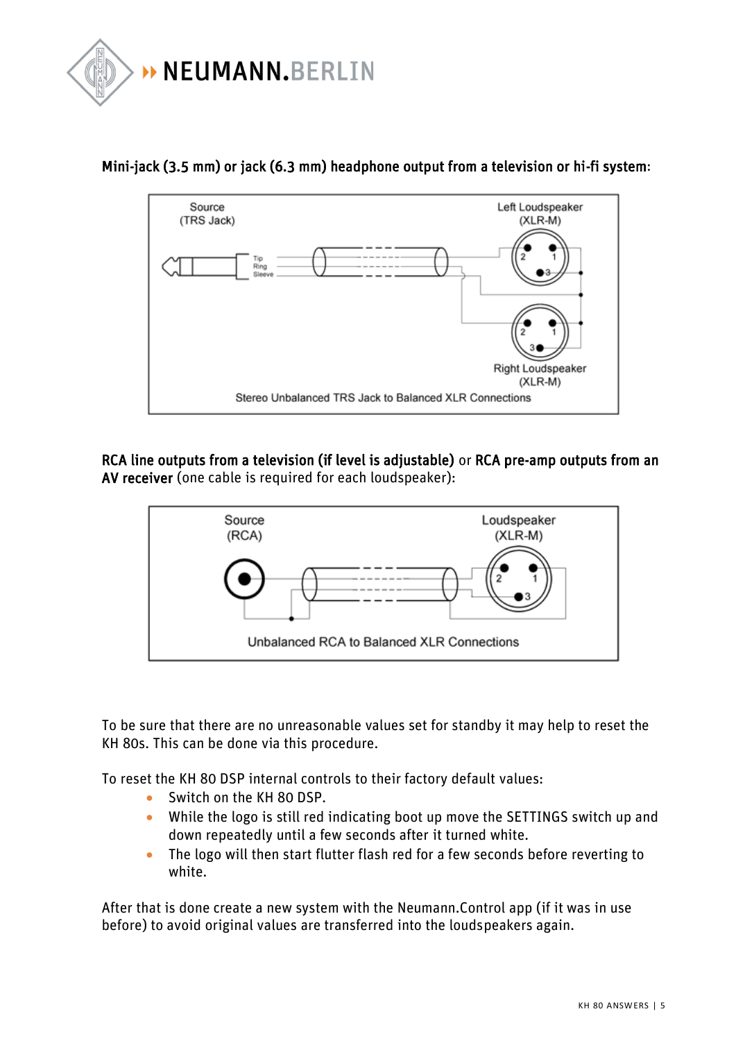**Mini-jack (3.5 mm) or jack (6.3 mm) headphone output from a television or hi-fi system:**

Source (TRS Jack)

Tip
Ring
Sleeve

Left Loudspeaker (XLR-M)

Right Loudspeaker (XLR-M)

Stereo Unbalanced TRS Jack to Balanced XLR Connections

**RCA line outputs from a television (if level is adjustable)** or **RCA pre-amp outputs from an AV receiver** (one cable is required for each loudspeaker):

Source (RCA)

Loudspeaker (XLR-M)

Unbalanced RCA to Balanced XLR Connections

To be sure that there are no unreasonable values set for standby it may help to reset the KH 80s. This can be done via this procedure.

To reset the KH 80 DSP internal controls to their factory default values:

- Switch on the KH 80 DSP.
- While the logo is still red indicating boot up move the SETTINGS switch up and down repeatedly until a few seconds after it turned white.
- The logo will then start flutter flash red for a few seconds before reverting to white.

After that is done create a new system with the Neumann.Control app (if it was in use before) to avoid original values are transferred into the loudspeakers again.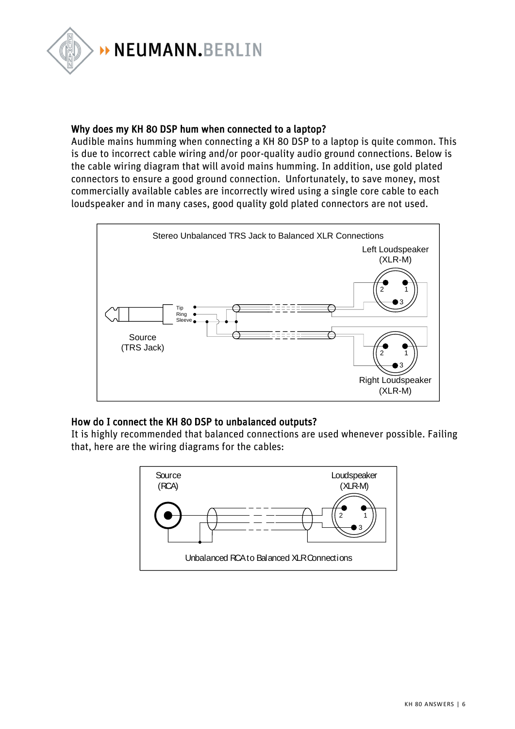## Why does my KH 80 DSP hum when connected to a laptop?

Audible mains humming when connecting a KH 80 DSP to a laptop is quite common. This is due to incorrect cable wiring and/or poor-quality audio ground connections. Below is the cable wiring diagram that will avoid mains humming. In addition, use gold plated connectors to ensure a good ground connection. Unfortunately, to save money, most commercially available cables are incorrectly wired using a single core cable to each loudspeaker and in many cases, good quality gold plated connectors are not used.

Stereo Unbalanced TRS Jack to Balanced XLR Connections

Left Loudspeaker (XLR-M)

Tip

Ring

Sleeve

Source (TRS Jack)

Right Loudspeaker (XLR-M)

## How do I connect the KH 80 DSP to unbalanced outputs?

It is highly recommended that balanced connections are used whenever possible. Failing that, here are the wiring diagrams for the cables:

Source (RCA)

Loudspeaker (XLR-M)

Unbalanced RCA to Balanced XLR Connections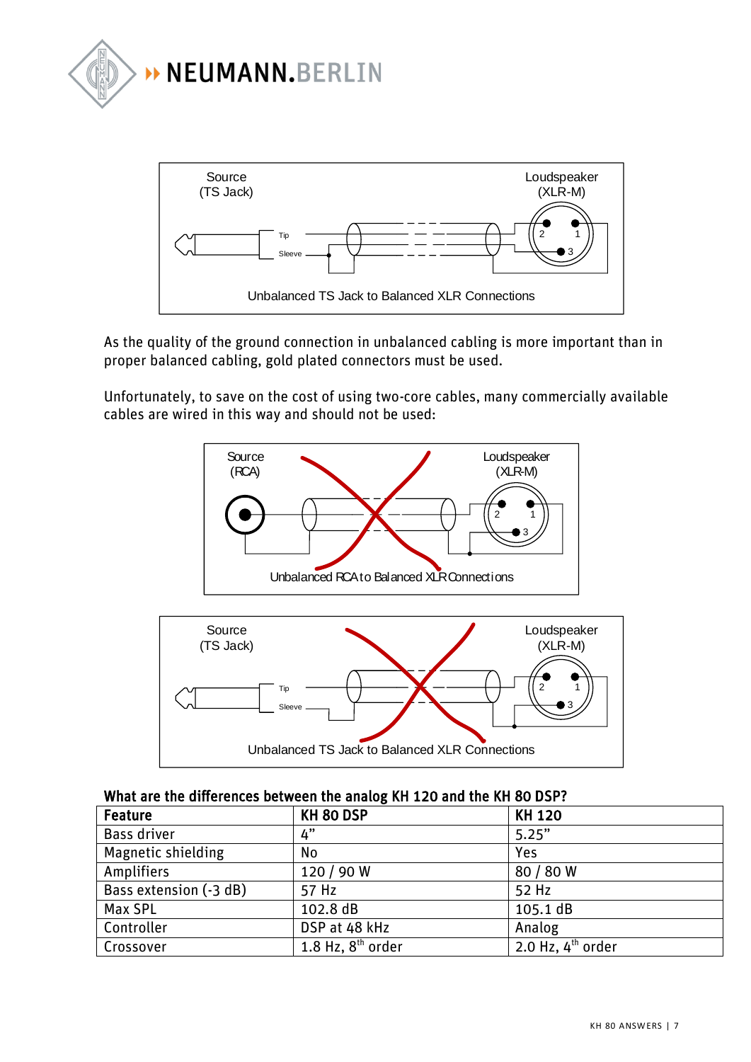Source (TS Jack)

Loudspeaker (XLR-M)

Tip

Sleeve

Unbalanced TS Jack to Balanced XLR Connections

As the quality of the ground connection in unbalanced cabling is more important than in proper balanced cabling, gold plated connectors must be used.

Unfortunately, to save on the cost of using two-core cables, many commercially available cables are wired in this way and should not be used:

Source (RCA)

Loudspeaker (XLR-M)

Unbalanced RCA to Balanced XLR Connections

Source (TS Jack)

Loudspeaker (XLR-M)

Tip

Sleeve

Unbalanced TS Jack to Balanced XLR Connections

### What are the differences between the analog KH 120 and the KH 80 DSP?

| Feature | KH 80 DSP | KH 120 |
| --- | --- | --- |
| Bass driver | 4” | 5.25” |
| Magnetic shielding | No | Yes |
| Amplifiers | 120 / 90 W | 80 / 80 W |
| Bass extension (-3 dB) | 57 Hz | 52 Hz |
| Max SPL | 102.8 dB | 105.1 dB |
| Controller | DSP at 48 kHz | Analog |
| Crossover | 1.8 Hz, 8th order | 2.0 Hz, 4th order |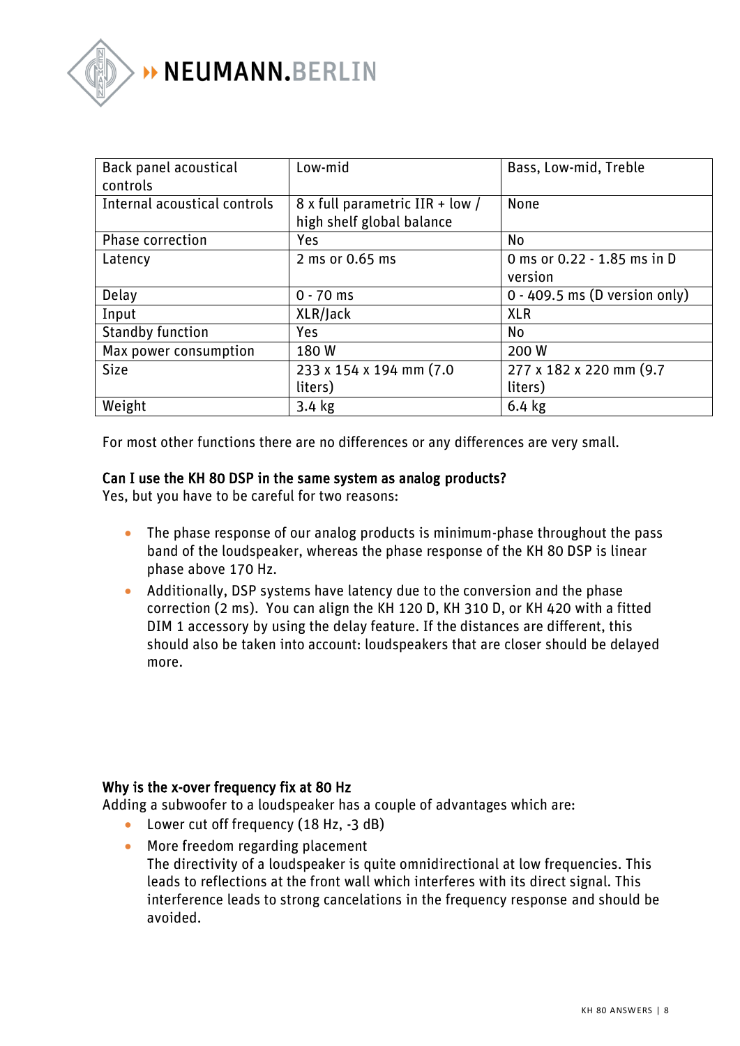| Back panel acoustical controls | Low-mid | Bass, Low-mid, Treble |
|---|---|---|
| Internal acoustical controls | 8 x full parametric IIR + low / high shelf global balance | None |
| Phase correction | Yes | No |
| Latency | 2 ms or 0.65 ms | 0 ms or 0.22 - 1.85 ms in D version |
| Delay | 0 - 70 ms | 0 - 409.5 ms (D version only) |
| Input | XLR/Jack | XLR |
| Standby function | Yes | No |
| Max power consumption | 180 W | 200 W |
| Size | 233 x 154 x 194 mm (7.0 liters) | 277 x 182 x 220 mm (9.7 liters) |
| Weight | 3.4 kg | 6.4 kg |

For most other functions there are no differences or any differences are very small.

### Can I use the KH 80 DSP in the same system as analog products?

Yes, but you have to be careful for two reasons:

- The phase response of our analog products is minimum-phase throughout the pass band of the loudspeaker, whereas the phase response of the KH 80 DSP is linear phase above 170 Hz.
- Additionally, DSP systems have latency due to the conversion and the phase correction (2 ms). You can align the KH 120 D, KH 310 D, or KH 420 with a fitted DIM 1 accessory by using the delay feature. If the distances are different, this should also be taken into account: loudspeakers that are closer should be delayed more.

### Why is the x-over frequency fix at 80 Hz

Adding a subwoofer to a loudspeaker has a couple of advantages which are:

- Lower cut off frequency (18 Hz, -3 dB)
- More freedom regarding placement
  The directivity of a loudspeaker is quite omnidirectional at low frequencies. This leads to reflections at the front wall which interferes with its direct signal. This interference leads to strong cancelations in the frequency response and should be avoided.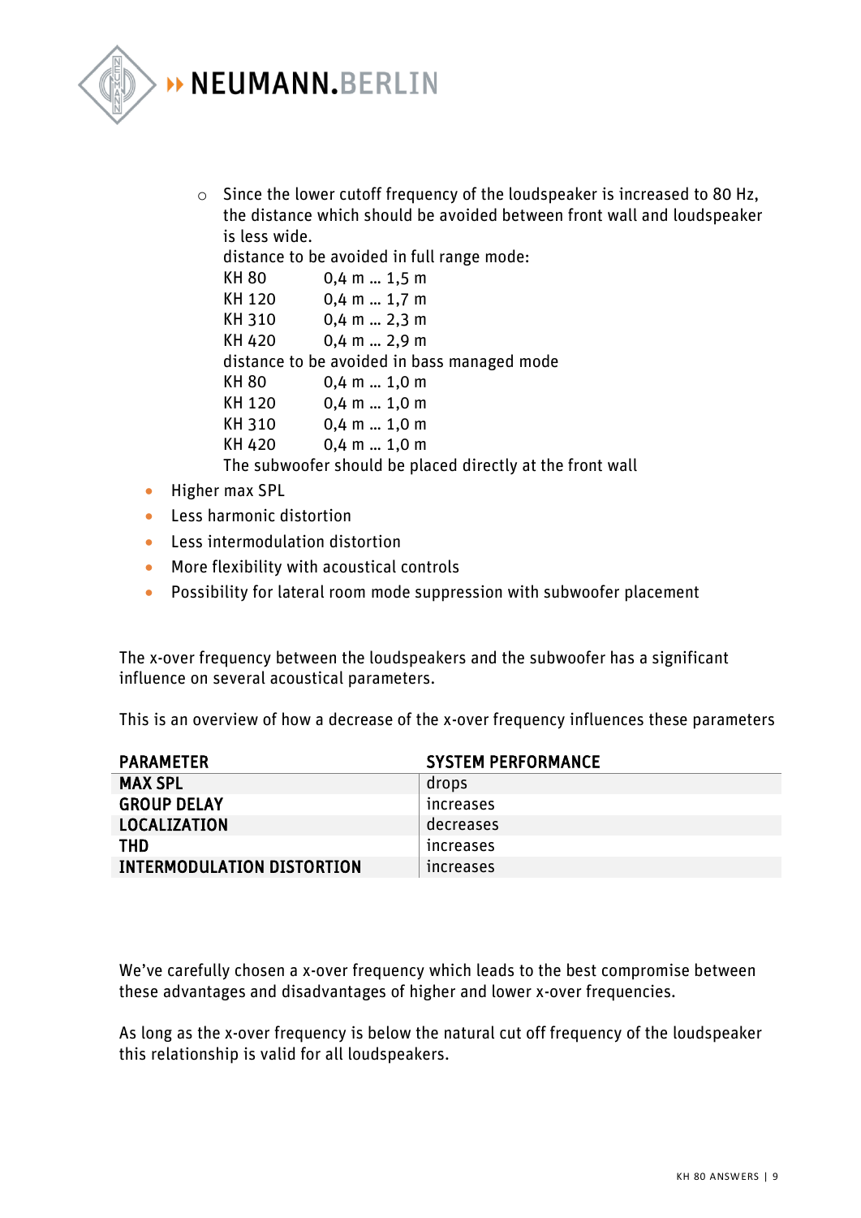- Since the lower cutoff frequency of the loudspeaker is increased to 80 Hz, the distance which should be avoided between front wall and loudspeaker is less wide.
     distance to be avoided in full range mode:
     KH 80 0,4 m … 1,5 m
     KH 120 0,4 m … 1,7 m
     KH 310 0,4 m … 2,3 m
     KH 420 0,4 m … 2,9 m
     distance to be avoided in bass managed mode
     KH 80 0,4 m … 1,0 m
     KH 120 0,4 m … 1,0 m
     KH 310 0,4 m … 1,0 m
     KH 420 0,4 m … 1,0 m
     The subwoofer should be placed directly at the front wall
- Higher max SPL
- Less harmonic distortion
- Less intermodulation distortion
- More flexibility with acoustical controls
- Possibility for lateral room mode suppression with subwoofer placement

The x-over frequency between the loudspeakers and the subwoofer has a significant influence on several acoustical parameters.

This is an overview of how a decrease of the x-over frequency influences these parameters

| PARAMETER | SYSTEM PERFORMANCE |
|---|---|
| **MAX SPL** | drops |
| **GROUP DELAY** | increases |
| **LOCALIZATION** | decreases |
| **THD** | increases |
| **INTERMODULATION DISTORTION** | increases |

We've carefully chosen a x-over frequency which leads to the best compromise between these advantages and disadvantages of higher and lower x-over frequencies.

As long as the x-over frequency is below the natural cut off frequency of the loudspeaker this relationship is valid for all loudspeakers.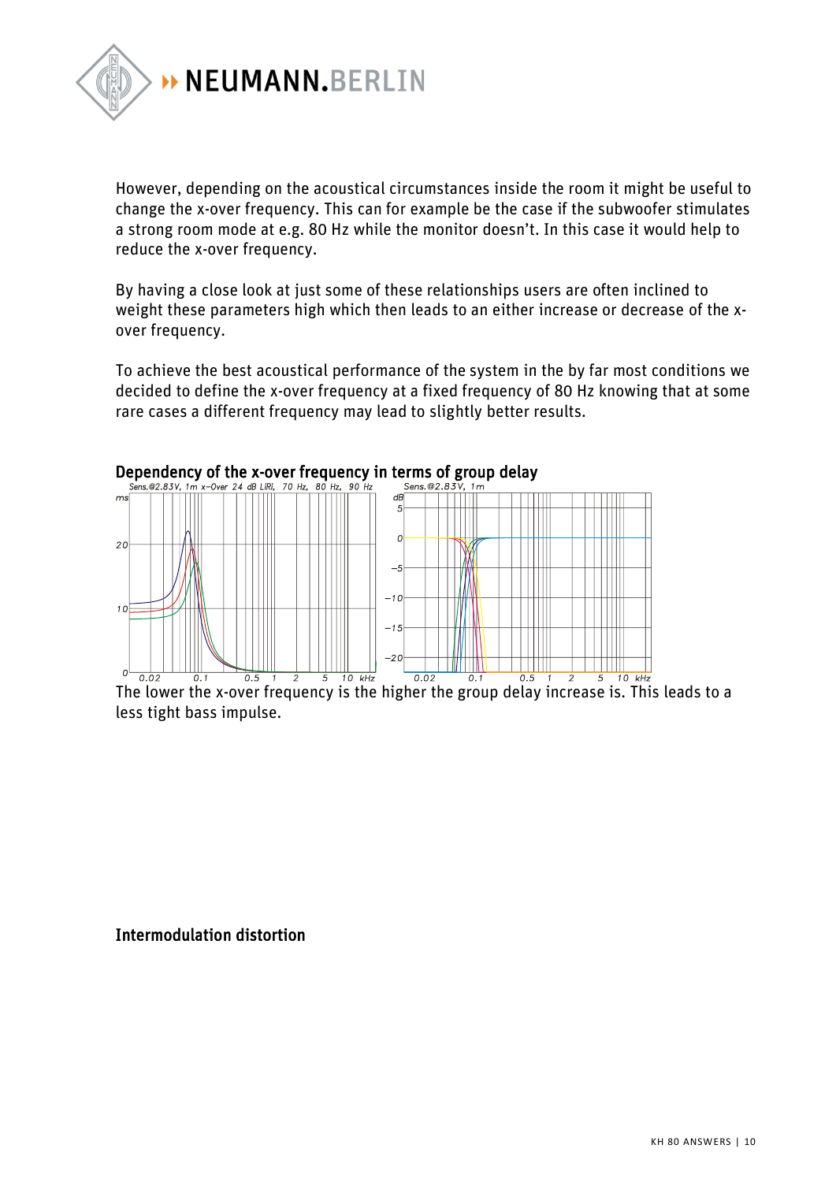However, depending on the acoustical circumstances inside the room it might be useful to change the x-over frequency. This can for example be the case if the subwoofer stimulates a strong room mode at e.g. 80 Hz while the monitor doesn't. In this case it would help to reduce the x-over frequency.

By having a close look at just some of these relationships users are often inclined to weight these parameters high which then leads to an either increase or decrease of the x-over frequency.

To achieve the best acoustical performance of the system in the by far most conditions we decided to define the x-over frequency at a fixed frequency of 80 Hz knowing that at some rare cases a different frequency may lead to slightly better results.

### Dependency of the x-over frequency in terms of group delay

The lower the x-over frequency is the higher the group delay increase is. This leads to a less tight bass impulse.

### Intermodulation distortion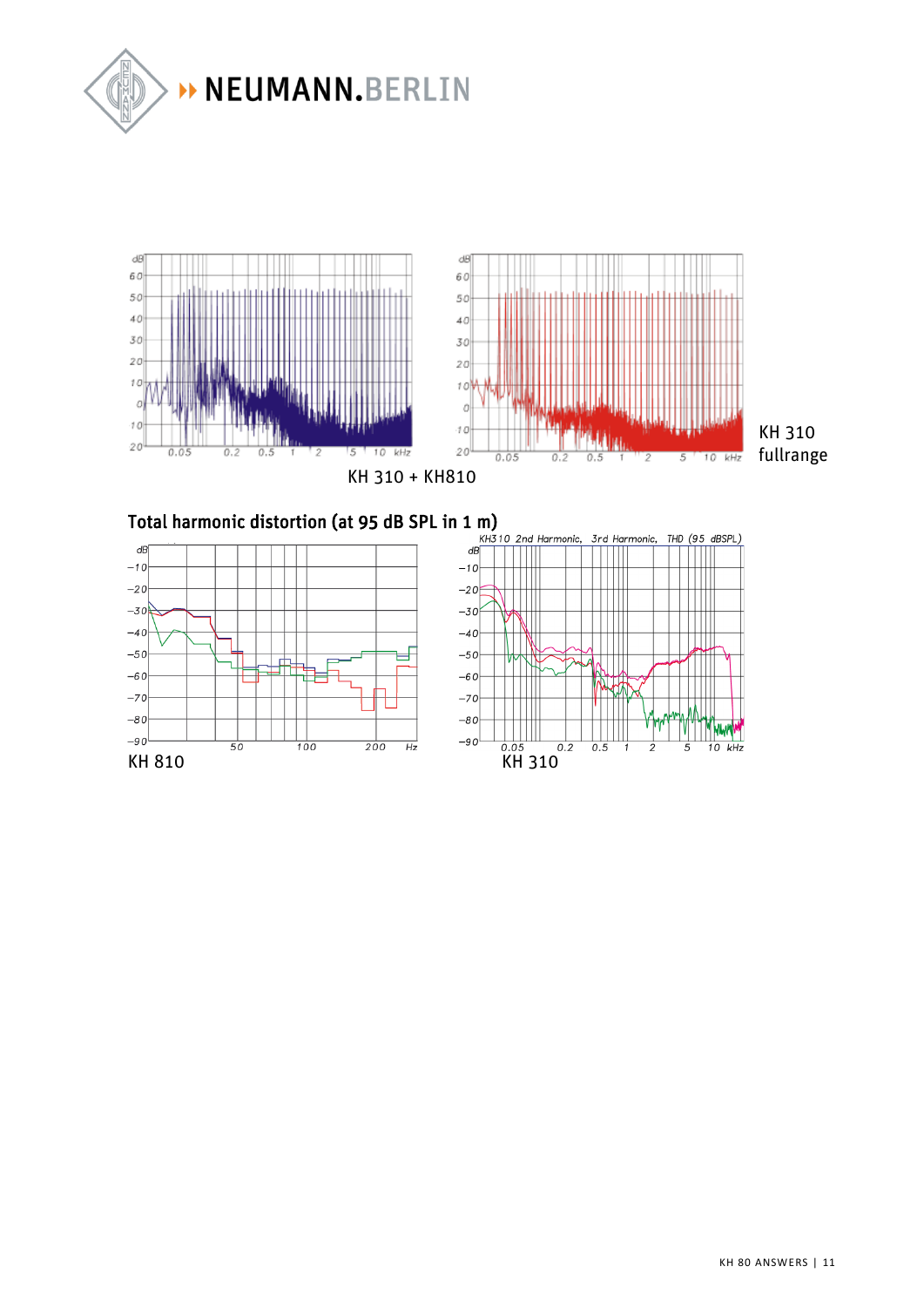KH 310 + KH810

KH 310 fullrange

## Total harmonic distortion (at 95 dB SPL in 1 m)

KH 810

KH 310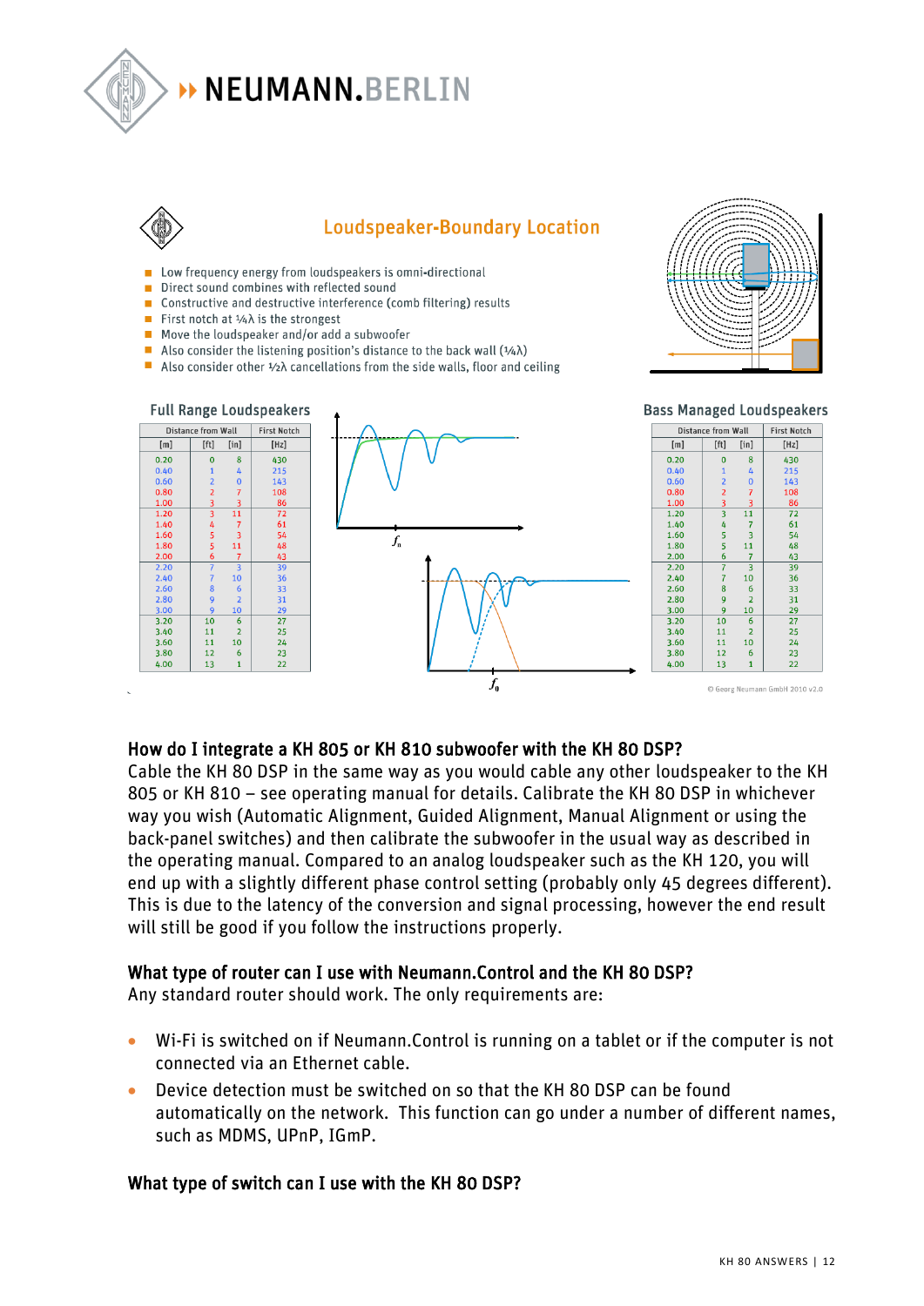## Loudspeaker-Boundary Location

- Low frequency energy from loudspeakers is omni-directional
- Direct sound combines with reflected sound
- Constructive and destructive interference (comb filtering) results
- First notch at ¼λ is the strongest
- Move the loudspeaker and/or add a subwoofer
- Also consider the listening position's distance to the back wall (¼λ)
- Also consider other ½λ cancellations from the side walls, floor and ceiling

**Full Range Loudspeakers**

| Distance from Wall | | | First Notch |
|---|---|---|---|
| [m] | [ft] | [in] | [Hz] |
| 0.20 | 0 | 8 | 430 |
| 0.40 | 1 | 4 | 215 |
| 0.60 | 2 | 0 | 143 |
| 0.80 | 2 | 7 | 108 |
| 1.00 | 3 | 3 | 86 |
| 1.20 | 3 | 11 | 72 |
| 1.40 | 4 | 7 | 61 |
| 1.60 | 5 | 3 | 54 |
| 1.80 | 5 | 11 | 48 |
| 2.00 | 6 | 7 | 43 |
| 2.20 | 7 | 3 | 39 |
| 2.40 | 7 | 10 | 36 |
| 2.60 | 8 | 6 | 33 |
| 2.80 | 9 | 2 | 31 |
| 3.00 | 9 | 10 | 29 |
| 3.20 | 10 | 6 | 27 |
| 3.40 | 11 | 2 | 25 |
| 3.60 | 11 | 10 | 24 |
| 3.80 | 12 | 6 | 23 |
| 4.00 | 13 | 1 | 22 |

**Bass Managed Loudspeakers**

| Distance from Wall | | | First Notch |
|---|---|---|---|
| [m] | [ft] | [in] | [Hz] |
| 0.20 | 0 | 8 | 430 |
| 0.40 | 1 | 4 | 215 |
| 0.60 | 2 | 0 | 143 |
| 0.80 | 2 | 7 | 108 |
| 1.00 | 3 | 3 | 86 |
| 1.20 | 3 | 11 | 72 |
| 1.40 | 4 | 7 | 61 |
| 1.60 | 5 | 3 | 54 |
| 1.80 | 5 | 11 | 48 |
| 2.00 | 6 | 7 | 43 |
| 2.20 | 7 | 3 | 39 |
| 2.40 | 7 | 10 | 36 |
| 2.60 | 8 | 6 | 33 |
| 2.80 | 9 | 2 | 31 |
| 3.00 | 9 | 10 | 29 |
| 3.20 | 10 | 6 | 27 |
| 3.40 | 11 | 2 | 25 |
| 3.60 | 11 | 10 | 24 |
| 3.80 | 12 | 6 | 23 |
| 4.00 | 13 | 1 | 22 |

$f_n$

$f_0$

© Georg Neumann GmbH 2010 v2.0

### How do I integrate a KH 805 or KH 810 subwoofer with the KH 80 DSP?

Cable the KH 80 DSP in the same way as you would cable any other loudspeaker to the KH 805 or KH 810 – see operating manual for details. Calibrate the KH 80 DSP in whichever way you wish (Automatic Alignment, Guided Alignment, Manual Alignment or using the back-panel switches) and then calibrate the subwoofer in the usual way as described in the operating manual. Compared to an analog loudspeaker such as the KH 120, you will end up with a slightly different phase control setting (probably only 45 degrees different). This is due to the latency of the conversion and signal processing, however the end result will still be good if you follow the instructions properly.

### What type of router can I use with Neumann.Control and the KH 80 DSP?

Any standard router should work. The only requirements are:

- Wi-Fi is switched on if Neumann.Control is running on a tablet or if the computer is not connected via an Ethernet cable.
- Device detection must be switched on so that the KH 80 DSP can be found automatically on the network. This function can go under a number of different names, such as MDMS, UPnP, IGmP.

### What type of switch can I use with the KH 80 DSP?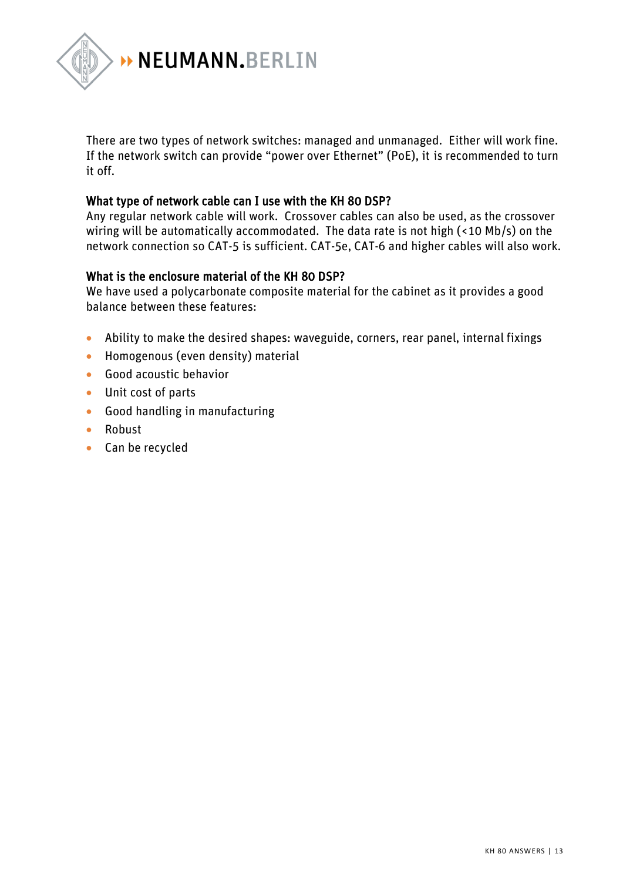There are two types of network switches: managed and unmanaged. Either will work fine. If the network switch can provide "power over Ethernet" (PoE), it is recommended to turn it off.

### What type of network cable can I use with the KH 80 DSP?

Any regular network cable will work. Crossover cables can also be used, as the crossover wiring will be automatically accommodated. The data rate is not high (<10 Mb/s) on the network connection so CAT-5 is sufficient. CAT-5e, CAT-6 and higher cables will also work.

### What is the enclosure material of the KH 80 DSP?

We have used a polycarbonate composite material for the cabinet as it provides a good balance between these features:

- Ability to make the desired shapes: waveguide, corners, rear panel, internal fixings
- Homogenous (even density) material
- Good acoustic behavior
- Unit cost of parts
- Good handling in manufacturing
- Robust
- Can be recycled